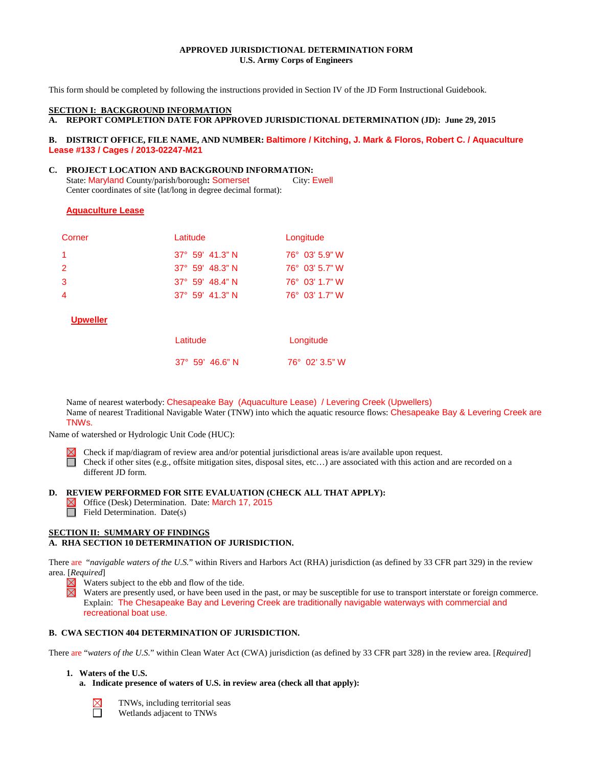# APPROVED JURISDICTIONAL DETERMINATION FORM
## U.S. Army Corps of Engineers

This form should be completed by following the instructions provided in Section IV of the JD Form Instructional Guidebook.

**SECTION I: BACKGROUND INFORMATION**

**A. REPORT COMPLETION DATE FOR APPROVED JURISDICTIONAL DETERMINATION (JD): June 29, 2015**

**B. DISTRICT OFFICE, FILE NAME, AND NUMBER: Baltimore / Kitching, J. Mark & Floros, Robert C. / Aquaculture Lease #133 / Cages / 2013-02247-M21**

**C. PROJECT LOCATION AND BACKGROUND INFORMATION:**

State: Maryland County/parish/borough: Somerset City: Ewell

Center coordinates of site (lat/long in degree decimal format):

**Aquaculture Lease**

| Corner | Latitude | Longitude |
|---|---|---|
| 1 | 37° 59' 41.3" N | 76° 03' 5.9" W |
| 2 | 37° 59' 48.3" N | 76° 03' 5.7" W |
| 3 | 37° 59' 48.4" N | 76° 03' 1.7" W |
| 4 | 37° 59' 41.3" N | 76° 03' 1.7" W |

**Upweller**

| Latitude | Longitude |
|---|---|
| 37° 59' 46.6" N | 76° 02' 3.5" W |

Name of nearest waterbody: Chesapeake Bay (Aquaculture Lease) / Levering Creek (Upwellers)

Name of nearest Traditional Navigable Water (TNW) into which the aquatic resource flows: Chesapeake Bay & Levering Creek are TNWs.

Name of watershed or Hydrologic Unit Code (HUC):

- ☒ Check if map/diagram of review area and/or potential jurisdictional areas is/are available upon request.
- ☐ Check if other sites (e.g., offsite mitigation sites, disposal sites, etc…) are associated with this action and are recorded on a different JD form.

**D. REVIEW PERFORMED FOR SITE EVALUATION (CHECK ALL THAT APPLY):**

- ☒ Office (Desk) Determination. Date: March 17, 2015
- ☐ Field Determination. Date(s)

**SECTION II: SUMMARY OF FINDINGS**

**A. RHA SECTION 10 DETERMINATION OF JURISDICTION.**

There are "*navigable waters of the U.S.*" within Rivers and Harbors Act (RHA) jurisdiction (as defined by 33 CFR part 329) in the review area. [*Required*]

- ☒ Waters subject to the ebb and flow of the tide.
- ☒ Waters are presently used, or have been used in the past, or may be susceptible for use to transport interstate or foreign commerce. Explain: The Chesapeake Bay and Levering Creek are traditionally navigable waterways with commercial and recreational boat use.

**B. CWA SECTION 404 DETERMINATION OF JURISDICTION.**

There are "*waters of the U.S.*" within Clean Water Act (CWA) jurisdiction (as defined by 33 CFR part 328) in the review area. [*Required*]

**1. Waters of the U.S.**

**a. Indicate presence of waters of U.S. in review area (check all that apply):**

- ☒ TNWs, including territorial seas
- ☐ Wetlands adjacent to TNWs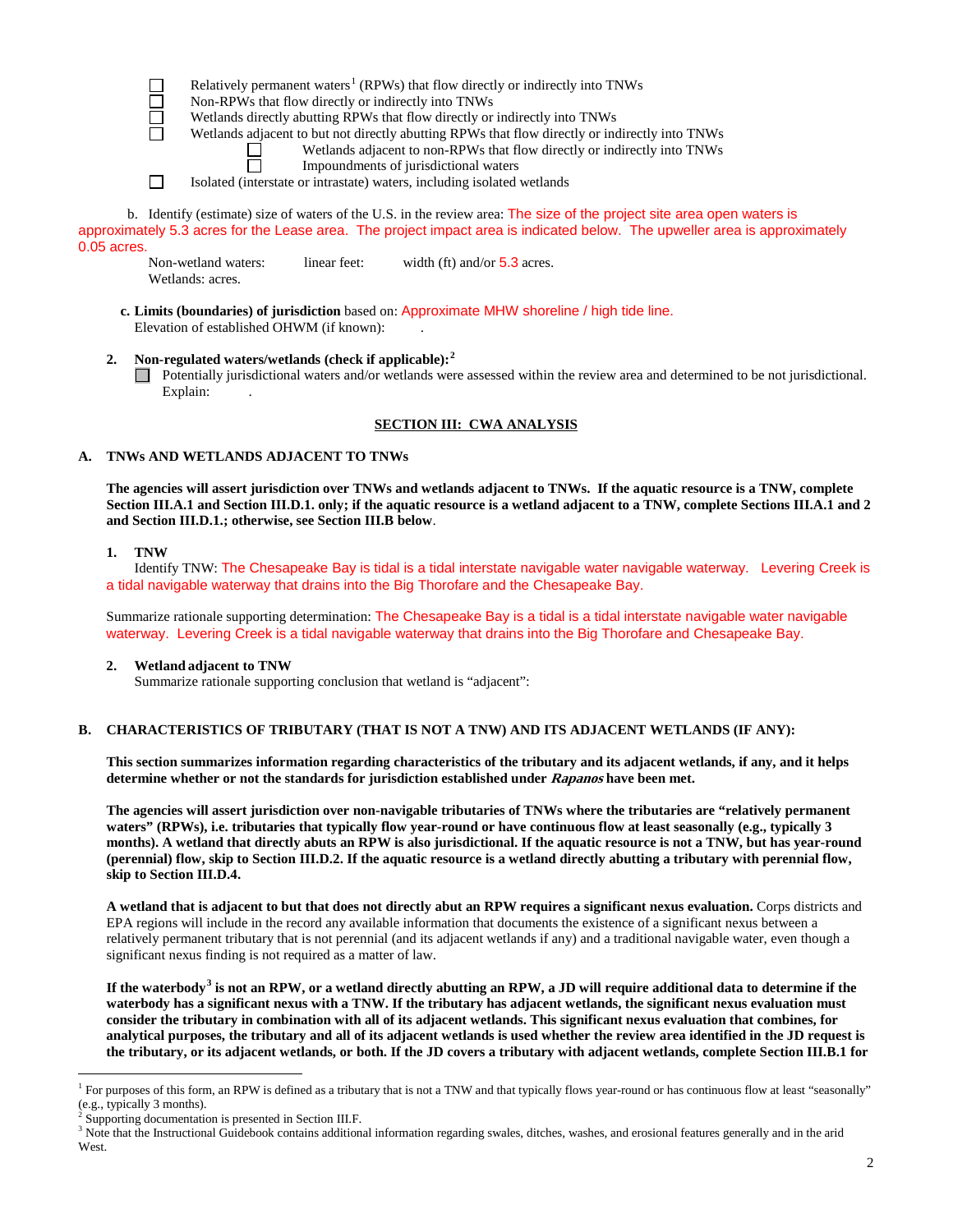- ☐ Relatively permanent waters[1] (RPWs) that flow directly or indirectly into TNWs
- ☐ Non-RPWs that flow directly or indirectly into TNWs
- ☐ Wetlands directly abutting RPWs that flow directly or indirectly into TNWs
- ☐ Wetlands adjacent to but not directly abutting RPWs that flow directly or indirectly into TNWs
  - ☐ Wetlands adjacent to non-RPWs that flow directly or indirectly into TNWs
  - ☐ Impoundments of jurisdictional waters
- ☐ Isolated (interstate or intrastate) waters, including isolated wetlands

b. Identify (estimate) size of waters of the U.S. in the review area: The size of the project site area open waters is approximately 5.3 acres for the Lease area. The project impact area is indicated below. The upweller area is approximately 0.05 acres.

Non-wetland waters: linear feet: width (ft) and/or 5.3 acres.
Wetlands: acres.

**c. Limits (boundaries) of jurisdiction** based on: Approximate MHW shoreline / high tide line.
Elevation of established OHWM (if known): .

**2. Non-regulated waters/wetlands (check if applicable):**[2]

☐ Potentially jurisdictional waters and/or wetlands were assessed within the review area and determined to be not jurisdictional. Explain: .

## SECTION III: CWA ANALYSIS

### A. TNWs AND WETLANDS ADJACENT TO TNWs

**The agencies will assert jurisdiction over TNWs and wetlands adjacent to TNWs. If the aquatic resource is a TNW, complete Section III.A.1 and Section III.D.1. only; if the aquatic resource is a wetland adjacent to a TNW, complete Sections III.A.1 and 2 and Section III.D.1.; otherwise, see Section III.B below**.

**1. TNW**

Identify TNW: The Chesapeake Bay is tidal is a tidal interstate navigable water navigable waterway. Levering Creek is a tidal navigable waterway that drains into the Big Thorofare and the Chesapeake Bay.

Summarize rationale supporting determination: The Chesapeake Bay is a tidal is a tidal interstate navigable water navigable waterway. Levering Creek is a tidal navigable waterway that drains into the Big Thorofare and Chesapeake Bay.

**2. Wetland adjacent to TNW**

Summarize rationale supporting conclusion that wetland is "adjacent":

### B. CHARACTERISTICS OF TRIBUTARY (THAT IS NOT A TNW) AND ITS ADJACENT WETLANDS (IF ANY):

**This section summarizes information regarding characteristics of the tributary and its adjacent wetlands, if any, and it helps determine whether or not the standards for jurisdiction established under *Rapanos* have been met.**

**The agencies will assert jurisdiction over non-navigable tributaries of TNWs where the tributaries are "relatively permanent waters" (RPWs), i.e. tributaries that typically flow year-round or have continuous flow at least seasonally (e.g., typically 3 months). A wetland that directly abuts an RPW is also jurisdictional. If the aquatic resource is not a TNW, but has year-round (perennial) flow, skip to Section III.D.2. If the aquatic resource is a wetland directly abutting a tributary with perennial flow, skip to Section III.D.4.**

**A wetland that is adjacent to but that does not directly abut an RPW requires a significant nexus evaluation.** Corps districts and EPA regions will include in the record any available information that documents the existence of a significant nexus between a relatively permanent tributary that is not perennial (and its adjacent wetlands if any) and a traditional navigable water, even though a significant nexus finding is not required as a matter of law.

**If the waterbody[3] is not an RPW, or a wetland directly abutting an RPW, a JD will require additional data to determine if the waterbody has a significant nexus with a TNW. If the tributary has adjacent wetlands, the significant nexus evaluation must consider the tributary in combination with all of its adjacent wetlands. This significant nexus evaluation that combines, for analytical purposes, the tributary and all of its adjacent wetlands is used whether the review area identified in the JD request is the tributary, or its adjacent wetlands, or both. If the JD covers a tributary with adjacent wetlands, complete Section III.B.1 for**

---

[1] For purposes of this form, an RPW is defined as a tributary that is not a TNW and that typically flows year-round or has continuous flow at least "seasonally" (e.g., typically 3 months).

[2] Supporting documentation is presented in Section III.F.

[3] Note that the Instructional Guidebook contains additional information regarding swales, ditches, washes, and erosional features generally and in the arid West.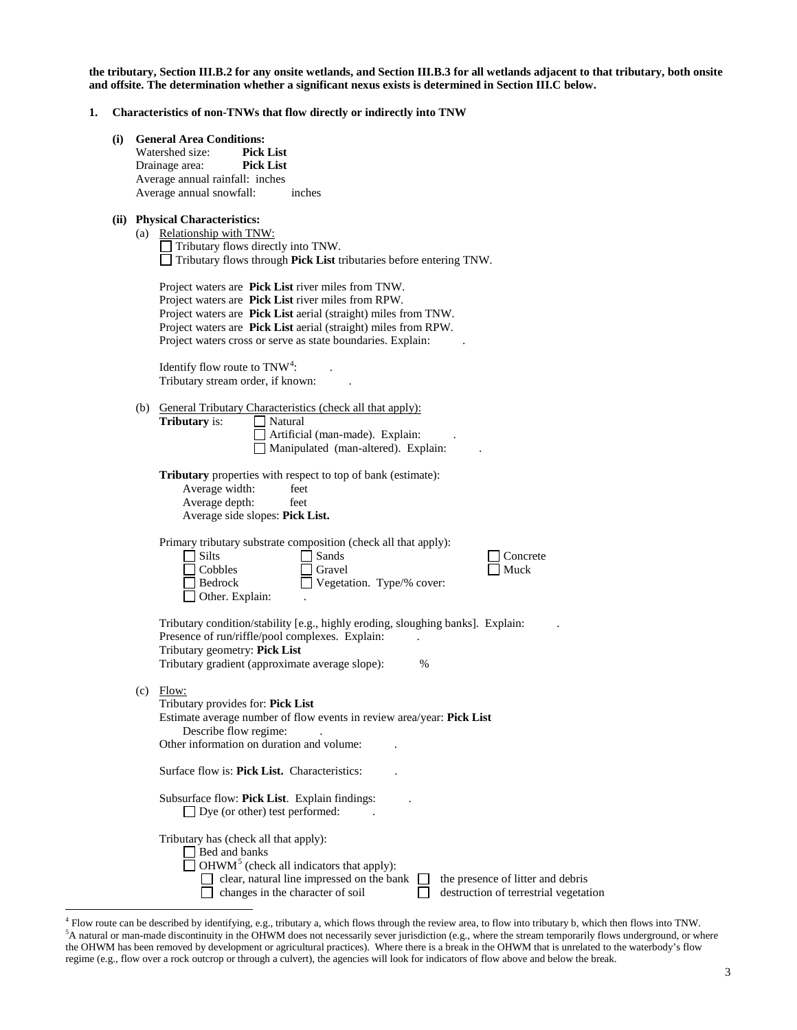**the tributary, Section III.B.2 for any onsite wetlands, and Section III.B.3 for all wetlands adjacent to that tributary, both onsite and offsite. The determination whether a significant nexus exists is determined in Section III.C below.**

**1. Characteristics of non-TNWs that flow directly or indirectly into TNW**

**(i) General Area Conditions:**

Watershed size: **Pick List**
Drainage area: **Pick List**
Average annual rainfall: inches
Average annual snowfall: inches

**(ii) Physical Characteristics:**

(a) Relationship with TNW:

☐ Tributary flows directly into TNW.
☐ Tributary flows through **Pick List** tributaries before entering TNW.

Project waters are **Pick List** river miles from TNW.
Project waters are **Pick List** river miles from RPW.
Project waters are **Pick List** aerial (straight) miles from TNW.
Project waters are **Pick List** aerial (straight) miles from RPW.
Project waters cross or serve as state boundaries. Explain: .

Identify flow route to TNW[4]: .
Tributary stream order, if known: .

(b) General Tributary Characteristics (check all that apply):

**Tributary** is: ☐ Natural
☐ Artificial (man-made). Explain: .
☐ Manipulated (man-altered). Explain: .

**Tributary** properties with respect to top of bank (estimate):

Average width: feet
Average depth: feet
Average side slopes: **Pick List.**

Primary tributary substrate composition (check all that apply):

☐ Silts ☐ Sands ☐ Concrete
☐ Cobbles ☐ Gravel ☐ Muck
☐ Bedrock ☐ Vegetation. Type/% cover:
☐ Other. Explain: .

Tributary condition/stability [e.g., highly eroding, sloughing banks]. Explain: .
Presence of run/riffle/pool complexes. Explain: .
Tributary geometry: **Pick List**
Tributary gradient (approximate average slope): %

(c) Flow:

Tributary provides for: **Pick List**
Estimate average number of flow events in review area/year: **Pick List**
Describe flow regime: .
Other information on duration and volume: .

Surface flow is: **Pick List.** Characteristics: .

Subsurface flow: **Pick List**. Explain findings: .
☐ Dye (or other) test performed: .

Tributary has (check all that apply):

☐ Bed and banks
☐ OHWM[5] (check all indicators that apply):
☐ clear, natural line impressed on the bank ☐ the presence of litter and debris
☐ changes in the character of soil ☐ destruction of terrestrial vegetation

---

[4] Flow route can be described by identifying, e.g., tributary a, which flows through the review area, to flow into tributary b, which then flows into TNW.

[5] A natural or man-made discontinuity in the OHWM does not necessarily sever jurisdiction (e.g., where the stream temporarily flows underground, or where the OHWM has been removed by development or agricultural practices). Where there is a break in the OHWM that is unrelated to the waterbody's flow regime (e.g., flow over a rock outcrop or through a culvert), the agencies will look for indicators of flow above and below the break.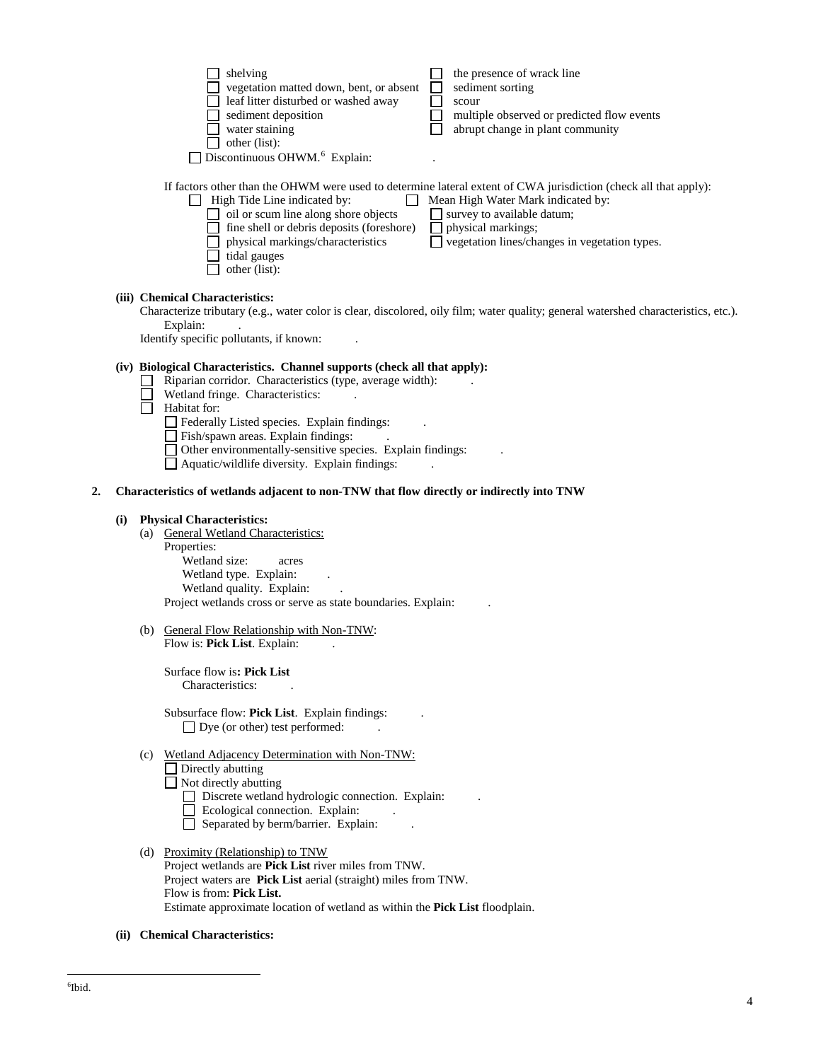- ☐ shelving
- ☐ vegetation matted down, bent, or absent
- ☐ leaf litter disturbed or washed away
- ☐ sediment deposition
- ☐ water staining
- ☐ other (list):
- ☐ the presence of wrack line
- ☐ sediment sorting
- ☐ scour
- ☐ multiple observed or predicted flow events
- ☐ abrupt change in plant community

☐ Discontinuous OHWM.[6] Explain: .

If factors other than the OHWM were used to determine lateral extent of CWA jurisdiction (check all that apply):

☐ High Tide Line indicated by:
- ☐ oil or scum line along shore objects
- ☐ fine shell or debris deposits (foreshore)
- ☐ physical markings/characteristics
- ☐ tidal gauges
- ☐ other (list):

☐ Mean High Water Mark indicated by:
- ☐ survey to available datum;
- ☐ physical markings;
- ☐ vegetation lines/changes in vegetation types.

**(iii) Chemical Characteristics:**

Characterize tributary (e.g., water color is clear, discolored, oily film; water quality; general watershed characteristics, etc.).
Explain: .

Identify specific pollutants, if known: .

**(iv) Biological Characteristics. Channel supports (check all that apply):**

- ☐ Riparian corridor. Characteristics (type, average width): .
- ☐ Wetland fringe. Characteristics: .
- ☐ Habitat for:
  - ☐ Federally Listed species. Explain findings: .
  - ☐ Fish/spawn areas. Explain findings: .
  - ☐ Other environmentally-sensitive species. Explain findings: .
  - ☐ Aquatic/wildlife diversity. Explain findings: .

**2. Characteristics of wetlands adjacent to non-TNW that flow directly or indirectly into TNW**

**(i) Physical Characteristics:**

(a) General Wetland Characteristics:

Properties:

Wetland size: acres

Wetland type. Explain: .

Wetland quality. Explain: .

Project wetlands cross or serve as state boundaries. Explain: .

(b) General Flow Relationship with Non-TNW:

Flow is: **Pick List**. Explain: .

Surface flow is**: Pick List**

Characteristics: .

Subsurface flow: **Pick List**. Explain findings: .

☐ Dye (or other) test performed: .

(c) Wetland Adjacency Determination with Non-TNW:

- ☐ Directly abutting
- ☐ Not directly abutting
  - ☐ Discrete wetland hydrologic connection. Explain: .
  - ☐ Ecological connection. Explain: .
  - ☐ Separated by berm/barrier. Explain: .

(d) Proximity (Relationship) to TNW

Project wetlands are **Pick List** river miles from TNW.

Project waters are **Pick List** aerial (straight) miles from TNW.

Flow is from: **Pick List.**

Estimate approximate location of wetland as within the **Pick List** floodplain.

**(ii) Chemical Characteristics:**

---

[6]Ibid.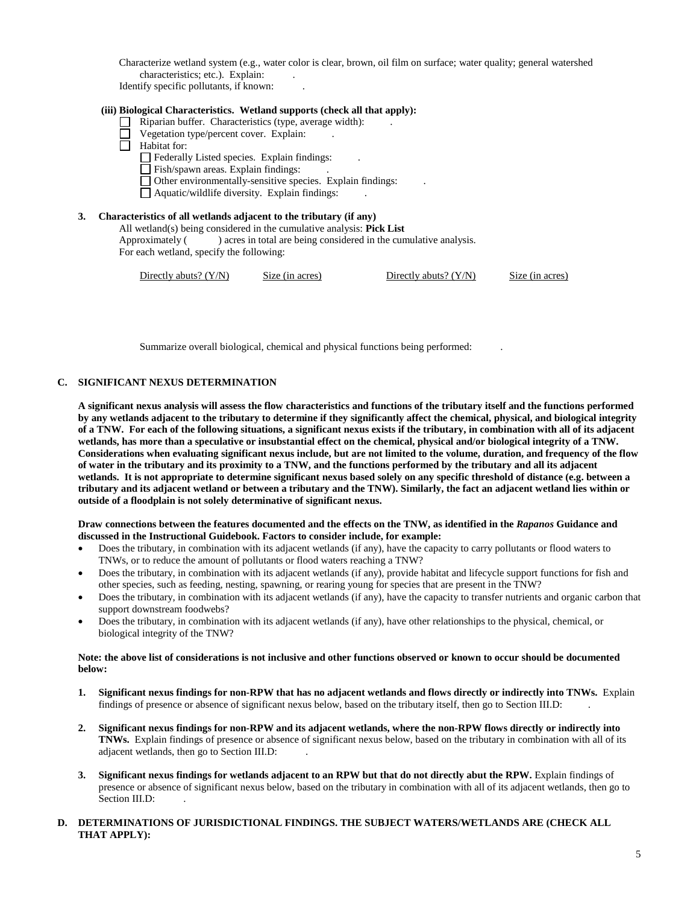Characterize wetland system (e.g., water color is clear, brown, oil film on surface; water quality; general watershed characteristics; etc.). Explain: .

Identify specific pollutants, if known: .

**(iii) Biological Characteristics. Wetland supports (check all that apply):**

- ☐ Riparian buffer. Characteristics (type, average width): .
- ☐ Vegetation type/percent cover. Explain: .
- ☐ Habitat for:
  - ☐ Federally Listed species. Explain findings: .
  - ☐ Fish/spawn areas. Explain findings: .
  - ☐ Other environmentally-sensitive species. Explain findings: .
  - ☐ Aquatic/wildlife diversity. Explain findings: .

**3. Characteristics of all wetlands adjacent to the tributary (if any)**

All wetland(s) being considered in the cumulative analysis: **Pick List**

Approximately ( ) acres in total are being considered in the cumulative analysis.

For each wetland, specify the following:

| Directly abuts? (Y/N) | Size (in acres) | Directly abuts? (Y/N) | Size (in acres) |
|---|---|---|---|

Summarize overall biological, chemical and physical functions being performed: .

## C. SIGNIFICANT NEXUS DETERMINATION

**A significant nexus analysis will assess the flow characteristics and functions of the tributary itself and the functions performed by any wetlands adjacent to the tributary to determine if they significantly affect the chemical, physical, and biological integrity of a TNW. For each of the following situations, a significant nexus exists if the tributary, in combination with all of its adjacent wetlands, has more than a speculative or insubstantial effect on the chemical, physical and/or biological integrity of a TNW. Considerations when evaluating significant nexus include, but are not limited to the volume, duration, and frequency of the flow of water in the tributary and its proximity to a TNW, and the functions performed by the tributary and all its adjacent wetlands. It is not appropriate to determine significant nexus based solely on any specific threshold of distance (e.g. between a tributary and its adjacent wetland or between a tributary and the TNW). Similarly, the fact an adjacent wetland lies within or outside of a floodplain is not solely determinative of significant nexus.**

**Draw connections between the features documented and the effects on the TNW, as identified in the *Rapanos* Guidance and discussed in the Instructional Guidebook. Factors to consider include, for example:**

- Does the tributary, in combination with its adjacent wetlands (if any), have the capacity to carry pollutants or flood waters to TNWs, or to reduce the amount of pollutants or flood waters reaching a TNW?
- Does the tributary, in combination with its adjacent wetlands (if any), provide habitat and lifecycle support functions for fish and other species, such as feeding, nesting, spawning, or rearing young for species that are present in the TNW?
- Does the tributary, in combination with its adjacent wetlands (if any), have the capacity to transfer nutrients and organic carbon that support downstream foodwebs?
- Does the tributary, in combination with its adjacent wetlands (if any), have other relationships to the physical, chemical, or biological integrity of the TNW?

**Note: the above list of considerations is not inclusive and other functions observed or known to occur should be documented below:**

1. **Significant nexus findings for non-RPW that has no adjacent wetlands and flows directly or indirectly into TNWs.** Explain findings of presence or absence of significant nexus below, based on the tributary itself, then go to Section III.D: .

2. **Significant nexus findings for non-RPW and its adjacent wetlands, where the non-RPW flows directly or indirectly into TNWs.** Explain findings of presence or absence of significant nexus below, based on the tributary in combination with all of its adjacent wetlands, then go to Section III.D: .

3. **Significant nexus findings for wetlands adjacent to an RPW but that do not directly abut the RPW.** Explain findings of presence or absence of significant nexus below, based on the tributary in combination with all of its adjacent wetlands, then go to Section III.D: .

## D. DETERMINATIONS OF JURISDICTIONAL FINDINGS. THE SUBJECT WATERS/WETLANDS ARE (CHECK ALL THAT APPLY):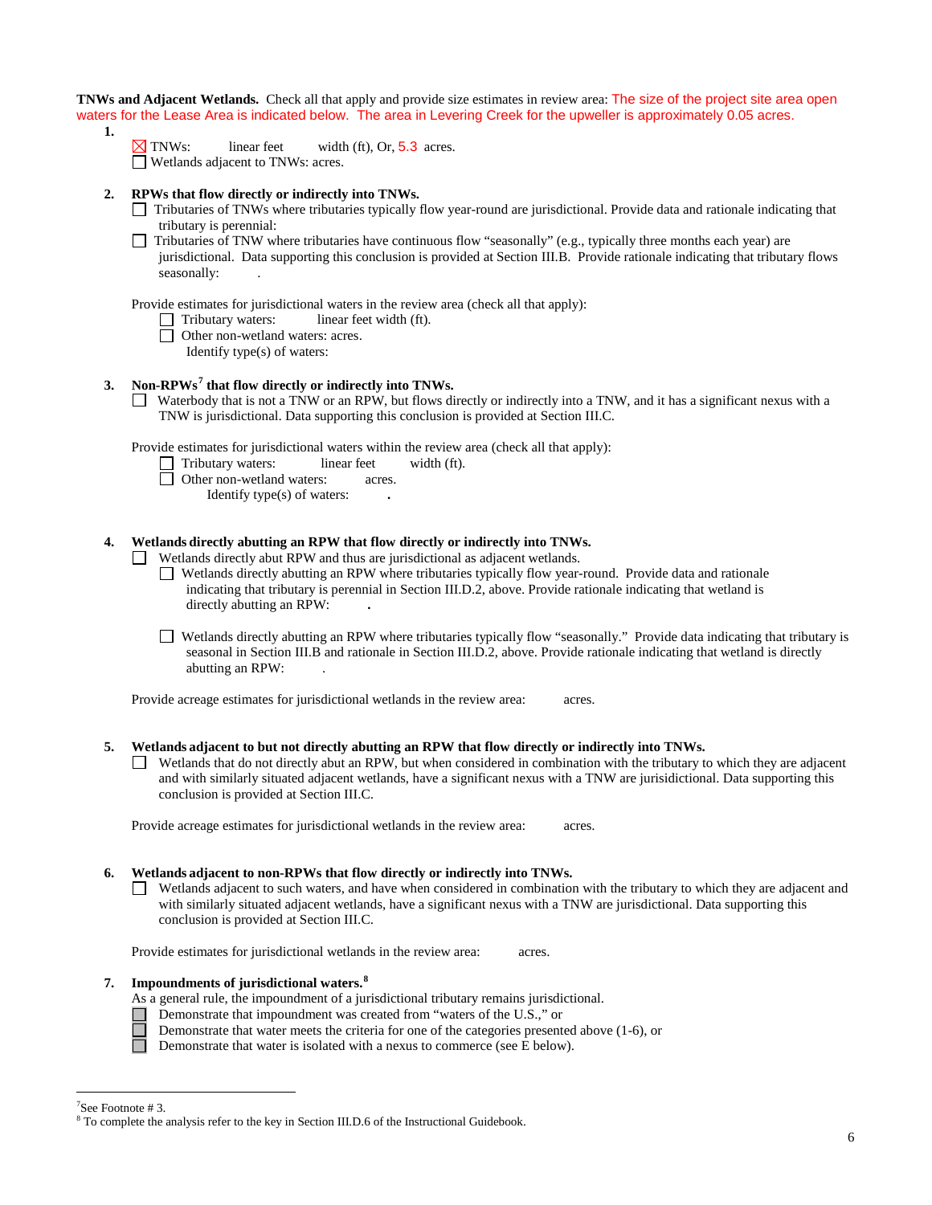**TNWs and Adjacent Wetlands.** Check all that apply and provide size estimates in review area: The size of the project site area open waters for the Lease Area is indicated below. The area in Levering Creek for the upweller is approximately 0.05 acres.

**1.**

☒ TNWs: linear feet width (ft), Or, 5.3 acres.
☐ Wetlands adjacent to TNWs: acres.

**2. RPWs that flow directly or indirectly into TNWs.**

☐ Tributaries of TNWs where tributaries typically flow year-round are jurisdictional. Provide data and rationale indicating that tributary is perennial:

☐ Tributaries of TNW where tributaries have continuous flow "seasonally" (e.g., typically three months each year) are jurisdictional. Data supporting this conclusion is provided at Section III.B. Provide rationale indicating that tributary flows seasonally: .

Provide estimates for jurisdictional waters in the review area (check all that apply):

☐ Tributary waters: linear feet width (ft).
☐ Other non-wetland waters: acres.
Identify type(s) of waters:

**3. Non-RPWs[7] that flow directly or indirectly into TNWs.**

☐ Waterbody that is not a TNW or an RPW, but flows directly or indirectly into a TNW, and it has a significant nexus with a TNW is jurisdictional. Data supporting this conclusion is provided at Section III.C.

Provide estimates for jurisdictional waters within the review area (check all that apply):

☐ Tributary waters: linear feet width (ft).
☐ Other non-wetland waters: acres.
Identify type(s) of waters: .

**4. Wetlands directly abutting an RPW that flow directly or indirectly into TNWs.**

☐ Wetlands directly abut RPW and thus are jurisdictional as adjacent wetlands.

☐ Wetlands directly abutting an RPW where tributaries typically flow year-round. Provide data and rationale indicating that tributary is perennial in Section III.D.2, above. Provide rationale indicating that wetland is directly abutting an RPW: .

☐ Wetlands directly abutting an RPW where tributaries typically flow "seasonally." Provide data indicating that tributary is seasonal in Section III.B and rationale in Section III.D.2, above. Provide rationale indicating that wetland is directly abutting an RPW: .

Provide acreage estimates for jurisdictional wetlands in the review area: acres.

**5. Wetlands adjacent to but not directly abutting an RPW that flow directly or indirectly into TNWs.**

☐ Wetlands that do not directly abut an RPW, but when considered in combination with the tributary to which they are adjacent and with similarly situated adjacent wetlands, have a significant nexus with a TNW are jurisidictional. Data supporting this conclusion is provided at Section III.C.

Provide acreage estimates for jurisdictional wetlands in the review area: acres.

**6. Wetlands adjacent to non-RPWs that flow directly or indirectly into TNWs.**

☐ Wetlands adjacent to such waters, and have when considered in combination with the tributary to which they are adjacent and with similarly situated adjacent wetlands, have a significant nexus with a TNW are jurisdictional. Data supporting this conclusion is provided at Section III.C.

Provide estimates for jurisdictional wetlands in the review area: acres.

**7. Impoundments of jurisdictional waters.[8]**

As a general rule, the impoundment of a jurisdictional tributary remains jurisdictional.

☐ Demonstrate that impoundment was created from "waters of the U.S.," or
☐ Demonstrate that water meets the criteria for one of the categories presented above (1-6), or
☐ Demonstrate that water is isolated with a nexus to commerce (see E below).

---

[7] See Footnote # 3.
[8] To complete the analysis refer to the key in Section III.D.6 of the Instructional Guidebook.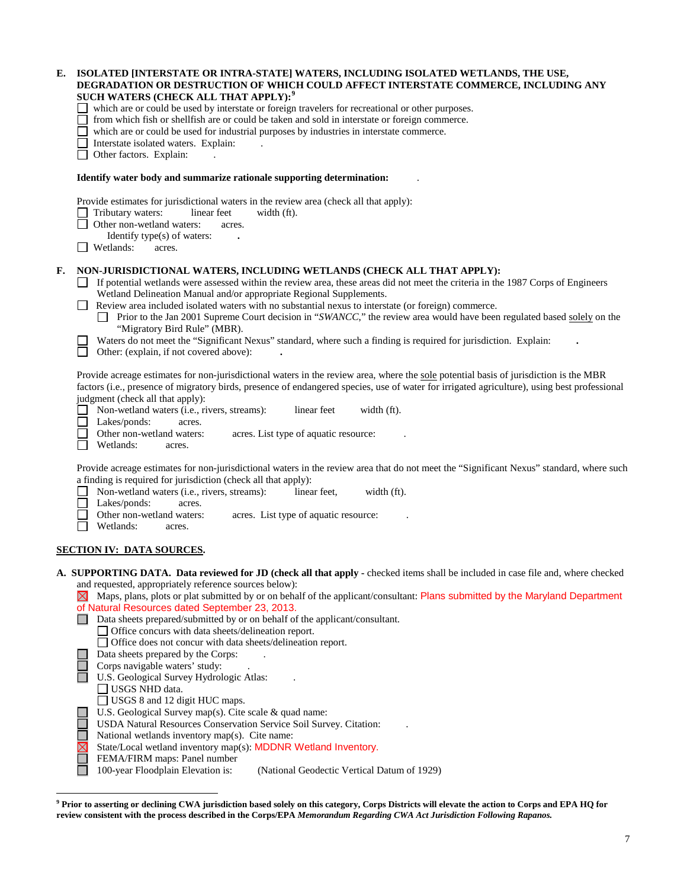**E. ISOLATED [INTERSTATE OR INTRA-STATE] WATERS, INCLUDING ISOLATED WETLANDS, THE USE, DEGRADATION OR DESTRUCTION OF WHICH COULD AFFECT INTERSTATE COMMERCE, INCLUDING ANY SUCH WATERS (CHECK ALL THAT APPLY):**[9]

- ☐ which are or could be used by interstate or foreign travelers for recreational or other purposes.
- ☐ from which fish or shellfish are or could be taken and sold in interstate or foreign commerce.
- ☐ which are or could be used for industrial purposes by industries in interstate commerce.
- ☐ Interstate isolated waters. Explain: .
- ☐ Other factors. Explain: .

**Identify water body and summarize rationale supporting determination:** .

Provide estimates for jurisdictional waters in the review area (check all that apply):

- ☐ Tributary waters: linear feet width (ft).
- ☐ Other non-wetland waters: acres.
  - Identify type(s) of waters: **.**
- ☐ Wetlands: acres.

**F. NON-JURISDICTIONAL WATERS, INCLUDING WETLANDS (CHECK ALL THAT APPLY):**

- ☐ If potential wetlands were assessed within the review area, these areas did not meet the criteria in the 1987 Corps of Engineers Wetland Delineation Manual and/or appropriate Regional Supplements.
- ☐ Review area included isolated waters with no substantial nexus to interstate (or foreign) commerce.
  - ☐ Prior to the Jan 2001 Supreme Court decision in "*SWANCC*," the review area would have been regulated based solely on the "Migratory Bird Rule" (MBR).
- ☐ Waters do not meet the "Significant Nexus" standard, where such a finding is required for jurisdiction. Explain: **.**
- ☐ Other: (explain, if not covered above): **.**

Provide acreage estimates for non-jurisdictional waters in the review area, where the sole potential basis of jurisdiction is the MBR factors (i.e., presence of migratory birds, presence of endangered species, use of water for irrigated agriculture), using best professional judgment (check all that apply):

- ☐ Non-wetland waters (i.e., rivers, streams): linear feet width (ft).
- ☐ Lakes/ponds: acres.
- ☐ Other non-wetland waters: acres. List type of aquatic resource: .
- ☐ Wetlands: acres.

Provide acreage estimates for non-jurisdictional waters in the review area that do not meet the "Significant Nexus" standard, where such a finding is required for jurisdiction (check all that apply):

- ☐ Non-wetland waters (i.e., rivers, streams): linear feet, width (ft).
- ☐ Lakes/ponds: acres.
- ☐ Other non-wetland waters: acres. List type of aquatic resource: .
- ☐ Wetlands: acres.

## SECTION IV: DATA SOURCES.

**A. SUPPORTING DATA. Data reviewed for JD (check all that apply** - checked items shall be included in case file and, where checked and requested, appropriately reference sources below):

- ☒ Maps, plans, plots or plat submitted by or on behalf of the applicant/consultant: Plans submitted by the Maryland Department of Natural Resources dated September 23, 2013.
- ☐ Data sheets prepared/submitted by or on behalf of the applicant/consultant.
  - ☐ Office concurs with data sheets/delineation report.
  - ☐ Office does not concur with data sheets/delineation report.
- ☐ Data sheets prepared by the Corps: .
- ☐ Corps navigable waters' study: .
- ☐ U.S. Geological Survey Hydrologic Atlas: .
  - ☐ USGS NHD data.
  - ☐ USGS 8 and 12 digit HUC maps.
- ☐ U.S. Geological Survey map(s). Cite scale & quad name:
- ☐ USDA Natural Resources Conservation Service Soil Survey. Citation: .
- ☐ National wetlands inventory map(s). Cite name:
- ☒ State/Local wetland inventory map(s): MDDNR Wetland Inventory.
- ☐ FEMA/FIRM maps: Panel number
- ☐ 100-year Floodplain Elevation is: (National Geodectic Vertical Datum of 1929)

---

[9] **Prior to asserting or declining CWA jurisdiction based solely on this category, Corps Districts will elevate the action to Corps and EPA HQ for review consistent with the process described in the Corps/EPA *Memorandum Regarding CWA Act Jurisdiction Following Rapanos.***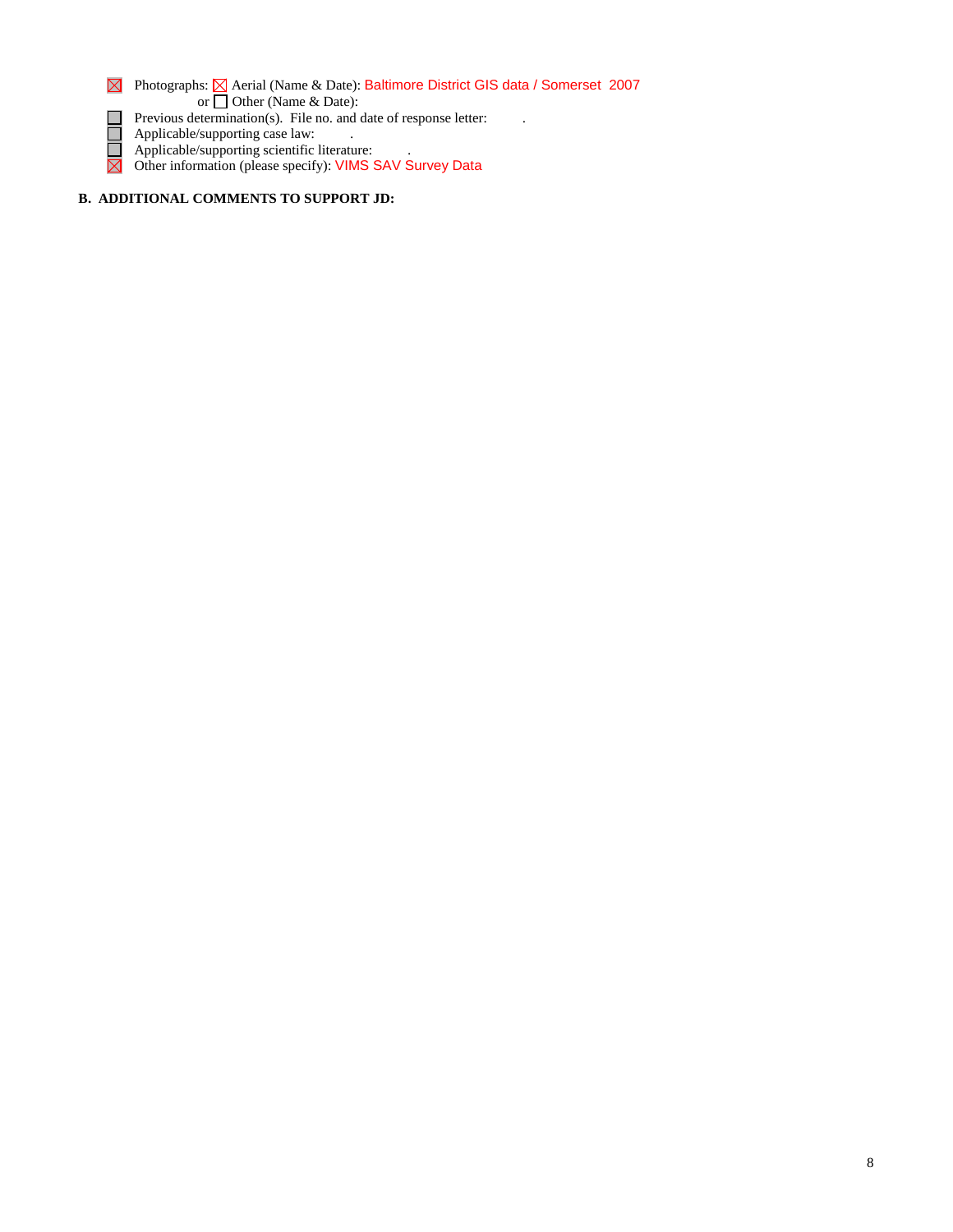- ☒ Photographs: ☒ Aerial (Name & Date): Baltimore District GIS data / Somerset 2007
  or ☐ Other (Name & Date):
- ☐ Previous determination(s). File no. and date of response letter: .
- ☐ Applicable/supporting case law: .
- ☐ Applicable/supporting scientific literature: .
- ☒ Other information (please specify): VIMS SAV Survey Data

**B. ADDITIONAL COMMENTS TO SUPPORT JD:**